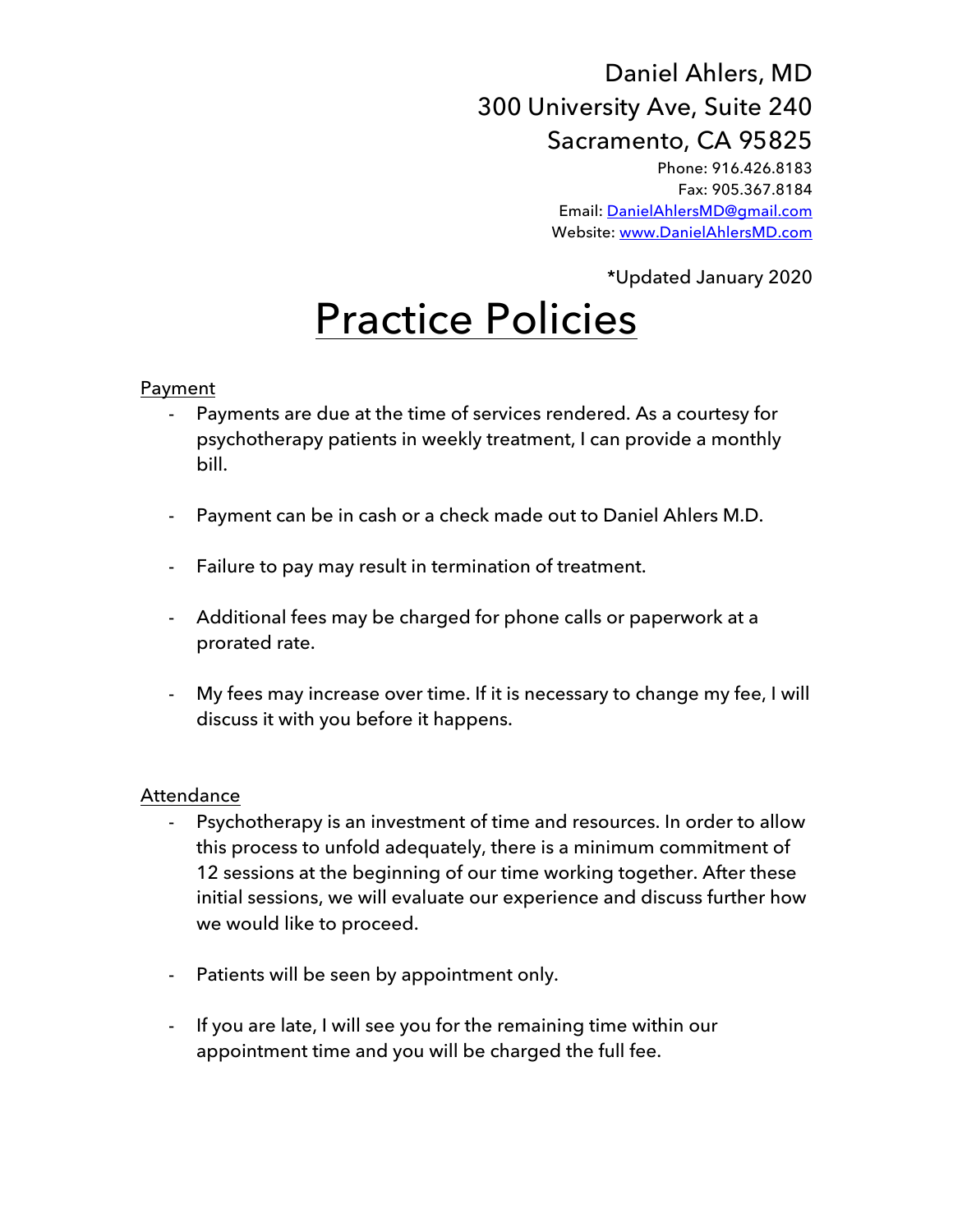Daniel Ahlers, MD
300 University Ave, Suite 240
Sacramento, CA 95825

Phone: 916.426.8183
Fax: 905.367.8184
Email: DanielAhlersMD@gmail.com
Website: www.DanielAhlersMD.com

*Updated January 2020

# Practice Policies

## Payment

- Payments are due at the time of services rendered. As a courtesy for psychotherapy patients in weekly treatment, I can provide a monthly bill.

- Payment can be in cash or a check made out to Daniel Ahlers M.D.

- Failure to pay may result in termination of treatment.

- Additional fees may be charged for phone calls or paperwork at a prorated rate.

- My fees may increase over time. If it is necessary to change my fee, I will discuss it with you before it happens.

## Attendance

- Psychotherapy is an investment of time and resources. In order to allow this process to unfold adequately, there is a minimum commitment of 12 sessions at the beginning of our time working together. After these initial sessions, we will evaluate our experience and discuss further how we would like to proceed.

- Patients will be seen by appointment only.

- If you are late, I will see you for the remaining time within our appointment time and you will be charged the full fee.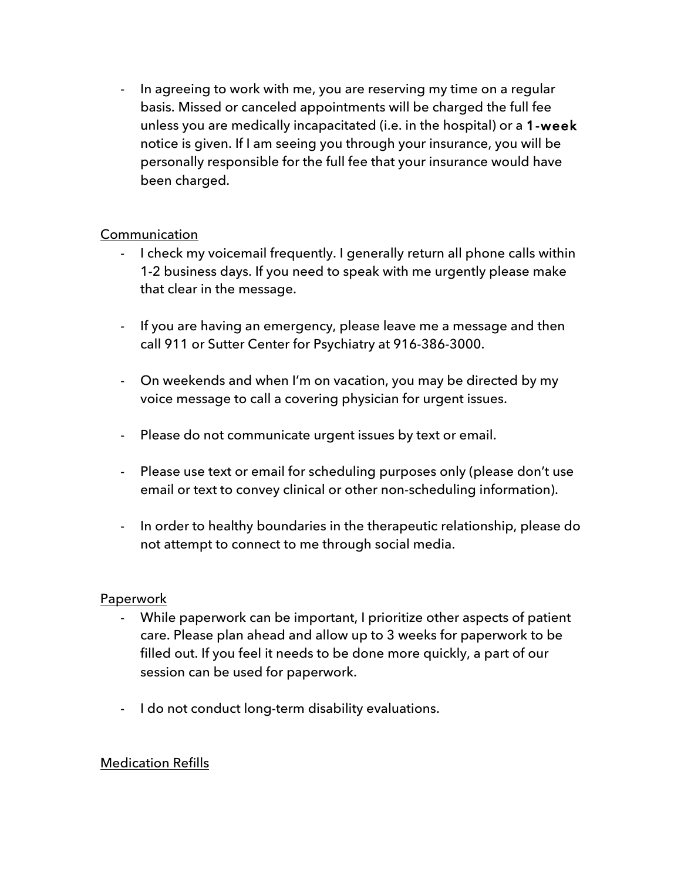- In agreeing to work with me, you are reserving my time on a regular basis. Missed or canceled appointments will be charged the full fee unless you are medically incapacitated (i.e. in the hospital) or a **1-week** notice is given. If I am seeing you through your insurance, you will be personally responsible for the full fee that your insurance would have been charged.

<u>Communication</u>

- I check my voicemail frequently. I generally return all phone calls within 1-2 business days. If you need to speak with me urgently please make that clear in the message.

- If you are having an emergency, please leave me a message and then call 911 or Sutter Center for Psychiatry at 916-386-3000.

- On weekends and when I'm on vacation, you may be directed by my voice message to call a covering physician for urgent issues.

- Please do not communicate urgent issues by text or email.

- Please use text or email for scheduling purposes only (please don't use email or text to convey clinical or other non-scheduling information).

- In order to healthy boundaries in the therapeutic relationship, please do not attempt to connect to me through social media.

<u>Paperwork</u>

- While paperwork can be important, I prioritize other aspects of patient care. Please plan ahead and allow up to 3 weeks for paperwork to be filled out. If you feel it needs to be done more quickly, a part of our session can be used for paperwork.

- I do not conduct long-term disability evaluations.

<u>Medication Refills</u>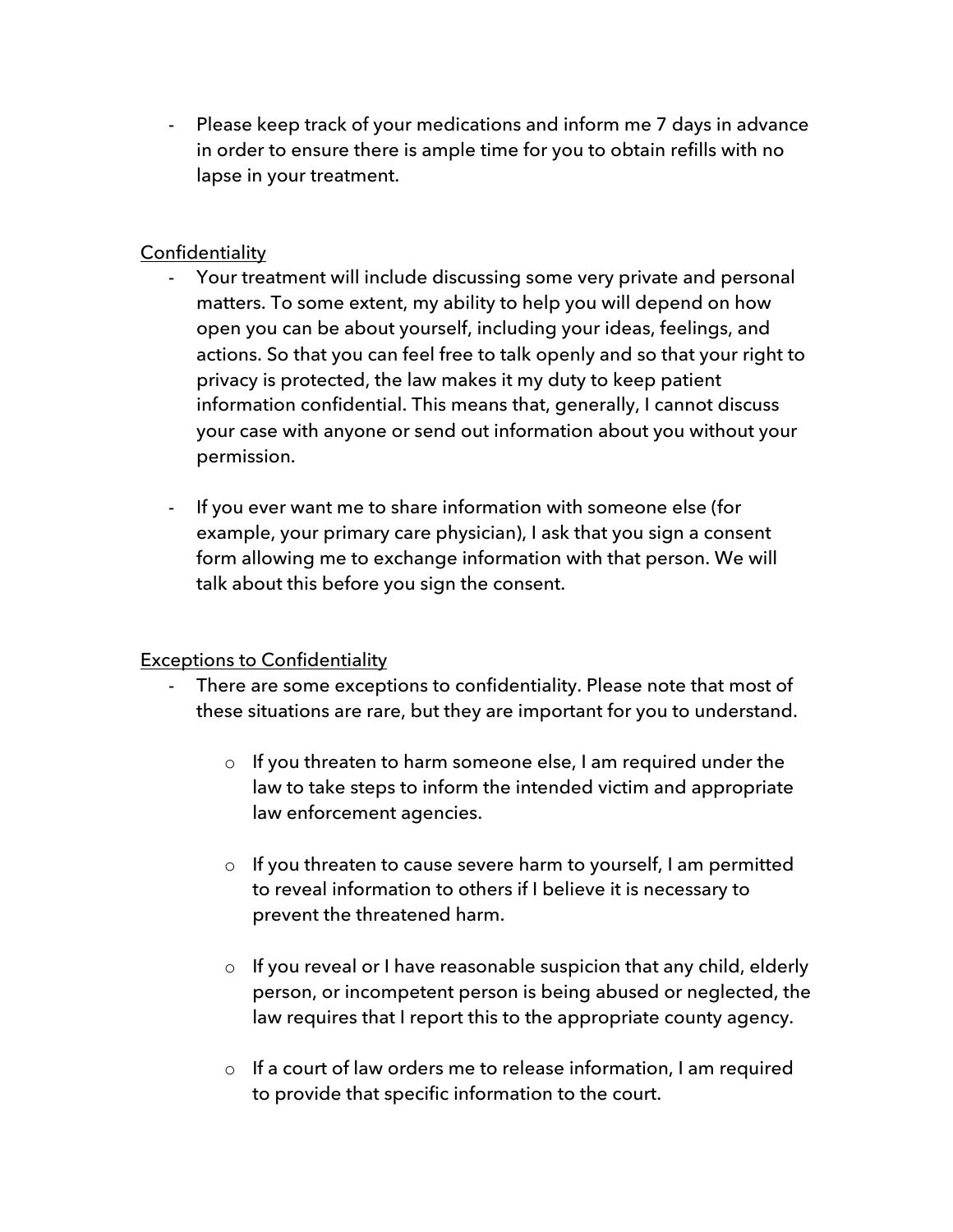- Please keep track of your medications and inform me 7 days in advance in order to ensure there is ample time for you to obtain refills with no lapse in your treatment.

<u>Confidentiality</u>

- Your treatment will include discussing some very private and personal matters. To some extent, my ability to help you will depend on how open you can be about yourself, including your ideas, feelings, and actions. So that you can feel free to talk openly and so that your right to privacy is protected, the law makes it my duty to keep patient information confidential. This means that, generally, I cannot discuss your case with anyone or send out information about you without your permission.

- If you ever want me to share information with someone else (for example, your primary care physician), I ask that you sign a consent form allowing me to exchange information with that person. We will talk about this before you sign the consent.

<u>Exceptions to Confidentiality</u>

- There are some exceptions to confidentiality. Please note that most of these situations are rare, but they are important for you to understand.

    - If you threaten to harm someone else, I am required under the law to take steps to inform the intended victim and appropriate law enforcement agencies.

    - If you threaten to cause severe harm to yourself, I am permitted to reveal information to others if I believe it is necessary to prevent the threatened harm.

    - If you reveal or I have reasonable suspicion that any child, elderly person, or incompetent person is being abused or neglected, the law requires that I report this to the appropriate county agency.

    - If a court of law orders me to release information, I am required to provide that specific information to the court.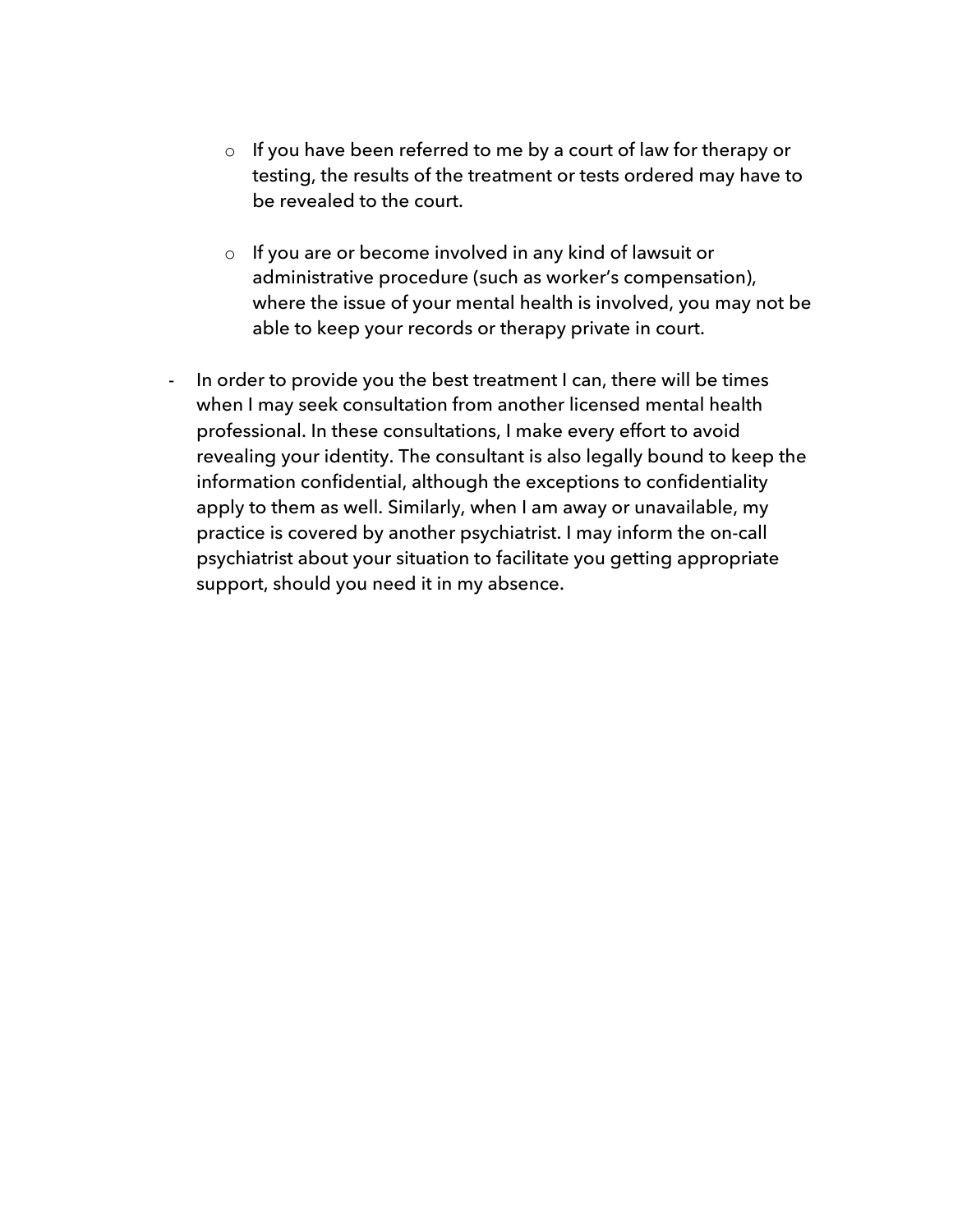- If you have been referred to me by a court of law for therapy or testing, the results of the treatment or tests ordered may have to be revealed to the court.

   - If you are or become involved in any kind of lawsuit or administrative procedure (such as worker's compensation), where the issue of your mental health is involved, you may not be able to keep your records or therapy private in court.

- In order to provide you the best treatment I can, there will be times when I may seek consultation from another licensed mental health professional. In these consultations, I make every effort to avoid revealing your identity. The consultant is also legally bound to keep the information confidential, although the exceptions to confidentiality apply to them as well. Similarly, when I am away or unavailable, my practice is covered by another psychiatrist. I may inform the on-call psychiatrist about your situation to facilitate you getting appropriate support, should you need it in my absence.